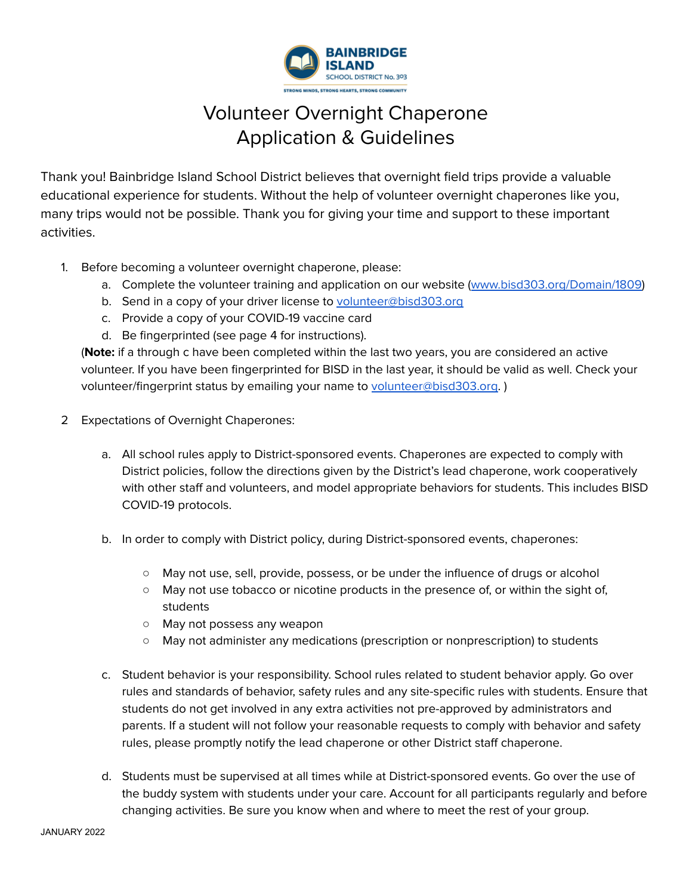# Volunteer Overnight Chaperone Application & Guidelines

Thank you! Bainbridge Island School District believes that overnight field trips provide a valuable educational experience for students. Without the help of volunteer overnight chaperones like you, many trips would not be possible. Thank you for giving your time and support to these important activities.

1. Before becoming a volunteer overnight chaperone, please:
   a. Complete the volunteer training and application on our website (www.bisd303.org/Domain/1809)
   b. Send in a copy of your driver license to volunteer@bisd303.org
   c. Provide a copy of your COVID-19 vaccine card
   d. Be fingerprinted (see page 4 for instructions).

   (**Note:** if a through c have been completed within the last two years, you are considered an active volunteer. If you have been fingerprinted for BISD in the last year, it should be valid as well. Check your volunteer/fingerprint status by emailing your name to volunteer@bisd303.org. )

2. Expectations of Overnight Chaperones:

   a. All school rules apply to District-sponsored events. Chaperones are expected to comply with District policies, follow the directions given by the District's lead chaperone, work cooperatively with other staff and volunteers, and model appropriate behaviors for students. This includes BISD COVID-19 protocols.

   b. In order to comply with District policy, during District-sponsored events, chaperones:

      - May not use, sell, provide, possess, or be under the influence of drugs or alcohol
      - May not use tobacco or nicotine products in the presence of, or within the sight of, students
      - May not possess any weapon
      - May not administer any medications (prescription or nonprescription) to students

   c. Student behavior is your responsibility. School rules related to student behavior apply. Go over rules and standards of behavior, safety rules and any site-specific rules with students. Ensure that students do not get involved in any extra activities not pre-approved by administrators and parents. If a student will not follow your reasonable requests to comply with behavior and safety rules, please promptly notify the lead chaperone or other District staff chaperone.

   d. Students must be supervised at all times while at District-sponsored events. Go over the use of the buddy system with students under your care. Account for all participants regularly and before changing activities. Be sure you know when and where to meet the rest of your group.

JANUARY 2022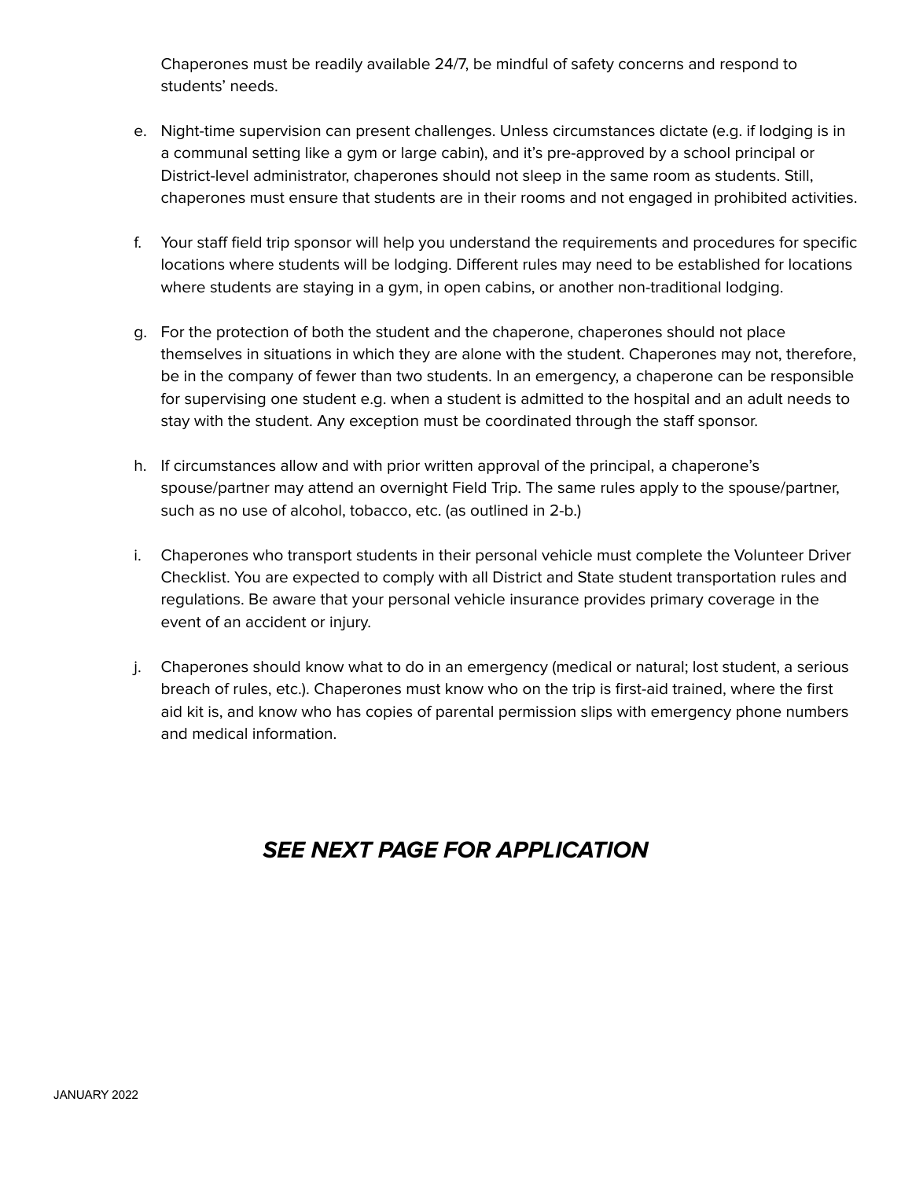Chaperones must be readily available 24/7, be mindful of safety concerns and respond to students' needs.

e. Night-time supervision can present challenges. Unless circumstances dictate (e.g. if lodging is in a communal setting like a gym or large cabin), and it's pre-approved by a school principal or District-level administrator, chaperones should not sleep in the same room as students. Still, chaperones must ensure that students are in their rooms and not engaged in prohibited activities.

f. Your staff field trip sponsor will help you understand the requirements and procedures for specific locations where students will be lodging. Different rules may need to be established for locations where students are staying in a gym, in open cabins, or another non-traditional lodging.

g. For the protection of both the student and the chaperone, chaperones should not place themselves in situations in which they are alone with the student. Chaperones may not, therefore, be in the company of fewer than two students. In an emergency, a chaperone can be responsible for supervising one student e.g. when a student is admitted to the hospital and an adult needs to stay with the student. Any exception must be coordinated through the staff sponsor.

h. If circumstances allow and with prior written approval of the principal, a chaperone's spouse/partner may attend an overnight Field Trip. The same rules apply to the spouse/partner, such as no use of alcohol, tobacco, etc. (as outlined in 2-b.)

i. Chaperones who transport students in their personal vehicle must complete the Volunteer Driver Checklist. You are expected to comply with all District and State student transportation rules and regulations. Be aware that your personal vehicle insurance provides primary coverage in the event of an accident or injury.

j. Chaperones should know what to do in an emergency (medical or natural; lost student, a serious breach of rules, etc.). Chaperones must know who on the trip is first-aid trained, where the first aid kit is, and know who has copies of parental permission slips with emergency phone numbers and medical information.

***SEE NEXT PAGE FOR APPLICATION***

JANUARY 2022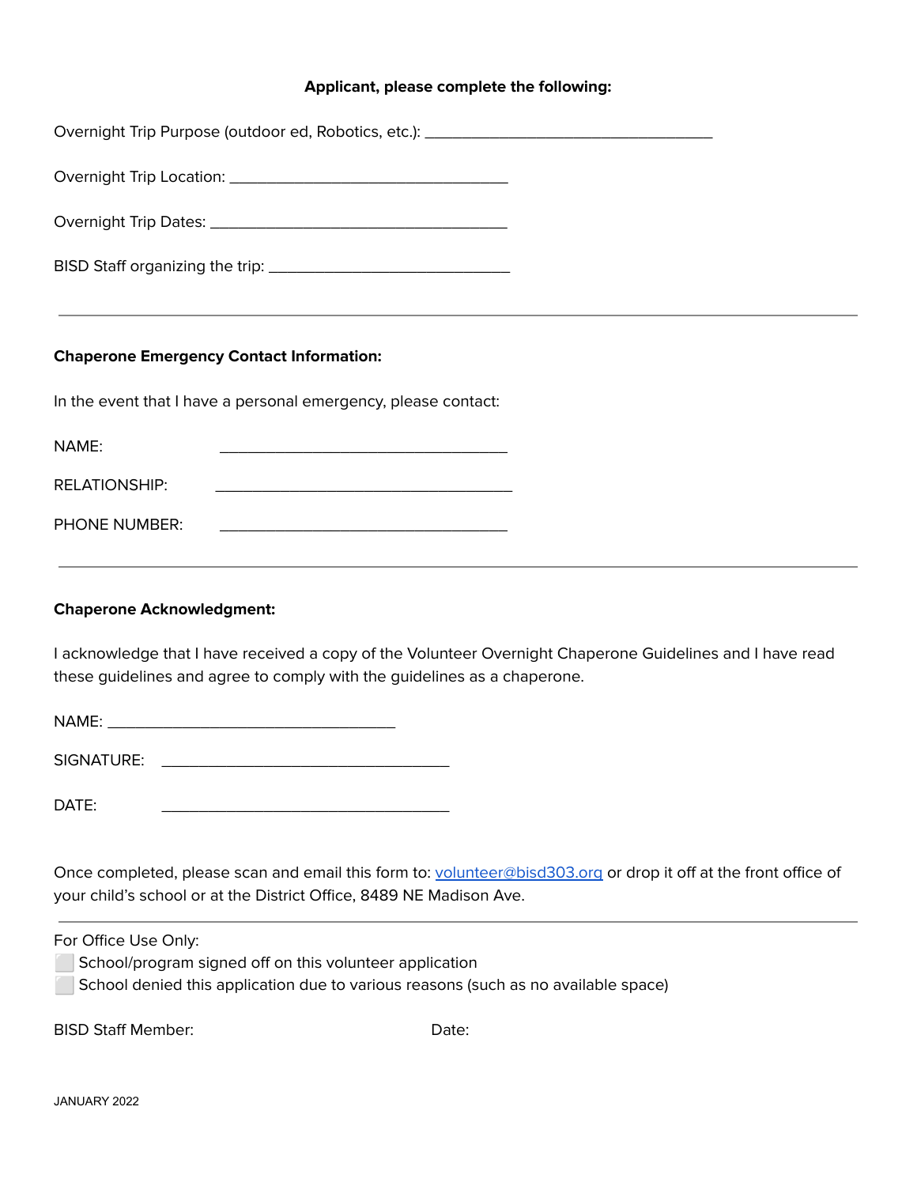**Applicant, please complete the following:**

Overnight Trip Purpose (outdoor ed, Robotics, etc.): ___________________________________

Overnight Trip Location: _________________________________

Overnight Trip Dates: __________________________________

BISD Staff organizing the trip: _____________________________

---

**Chaperone Emergency Contact Information:**

In the event that I have a personal emergency, please contact:

NAME: _________________________________

RELATIONSHIP: __________________________________

PHONE NUMBER: _________________________________

---

**Chaperone Acknowledgment:**

I acknowledge that I have received a copy of the Volunteer Overnight Chaperone Guidelines and I have read these guidelines and agree to comply with the guidelines as a chaperone.

NAME: _________________________________

SIGNATURE: _________________________________

DATE: _________________________________

Once completed, please scan and email this form to: [volunteer@bisd303.org](mailto:volunteer@bisd303.org) or drop it off at the front office of your child's school or at the District Office, 8489 NE Madison Ave.

---

For Office Use Only:

⬜ School/program signed off on this volunteer application

⬜ School denied this application due to various reasons (such as no available space)

BISD Staff Member: Date:

JANUARY 2022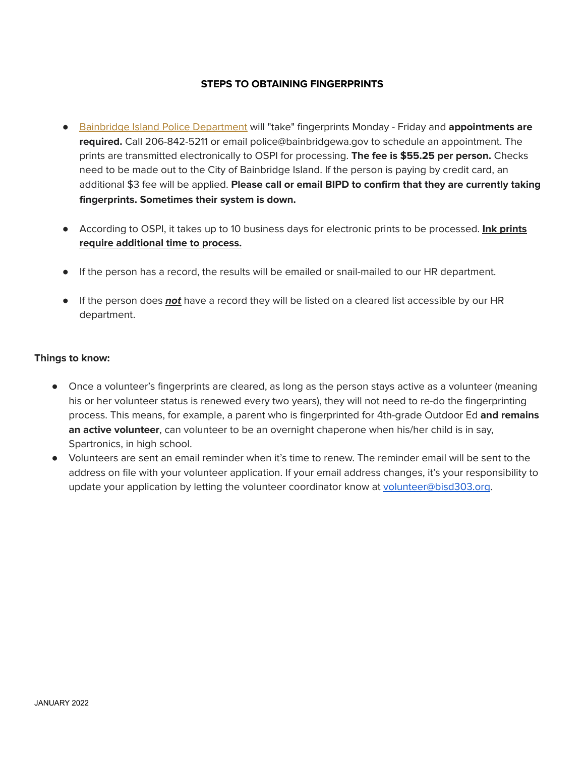# STEPS TO OBTAINING FINGERPRINTS

- [Bainbridge Island Police Department]() will "take" fingerprints Monday - Friday and **appointments are required.** Call 206-842-5211 or email police@bainbridgewa.gov to schedule an appointment. The prints are transmitted electronically to OSPI for processing. **The fee is $55.25 per person.** Checks need to be made out to the City of Bainbridge Island. If the person is paying by credit card, an additional $3 fee will be applied. **Please call or email BIPD to confirm that they are currently taking fingerprints. Sometimes their system is down.**

- According to OSPI, it takes up to 10 business days for electronic prints to be processed. **<u>Ink prints require additional time to process.</u>**

- If the person has a record, the results will be emailed or snail-mailed to our HR department.

- If the person does ***<u>not</u>*** have a record they will be listed on a cleared list accessible by our HR department.

**Things to know:**

- Once a volunteer's fingerprints are cleared, as long as the person stays active as a volunteer (meaning his or her volunteer status is renewed every two years), they will not need to re-do the fingerprinting process. This means, for example, a parent who is fingerprinted for 4th-grade Outdoor Ed **and remains an active volunteer**, can volunteer to be an overnight chaperone when his/her child is in say, Spartronics, in high school.
- Volunteers are sent an email reminder when it's time to renew. The reminder email will be sent to the address on file with your volunteer application. If your email address changes, it's your responsibility to update your application by letting the volunteer coordinator know at [volunteer@bisd303.org]().

JANUARY 2022